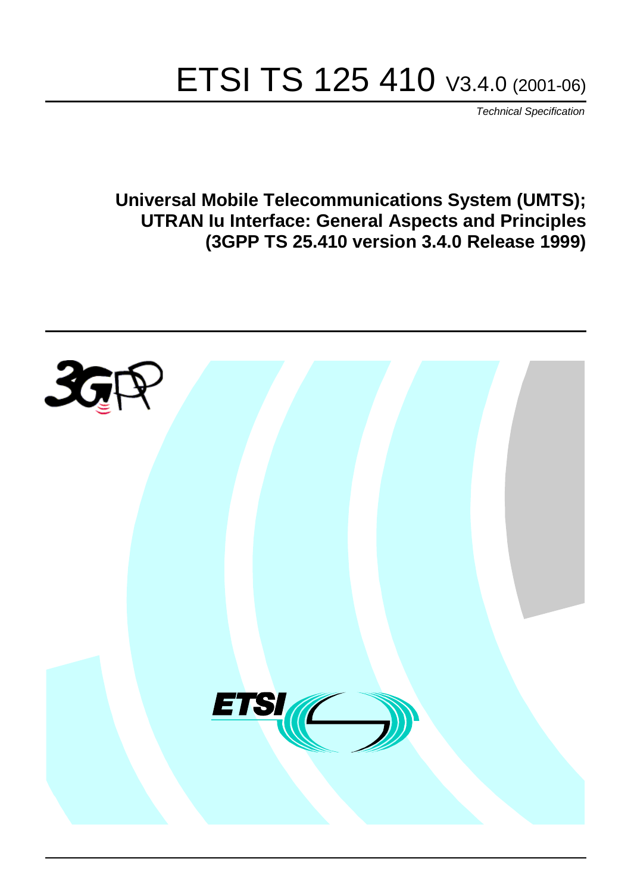# ETSI TS 125 410 V3.4.0 (2001-06)

*Technical Specification*

**Universal Mobile Telecommunications System (UMTS); UTRAN Iu Interface: General Aspects and Principles (3GPP TS 25.410 version 3.4.0 Release 1999)**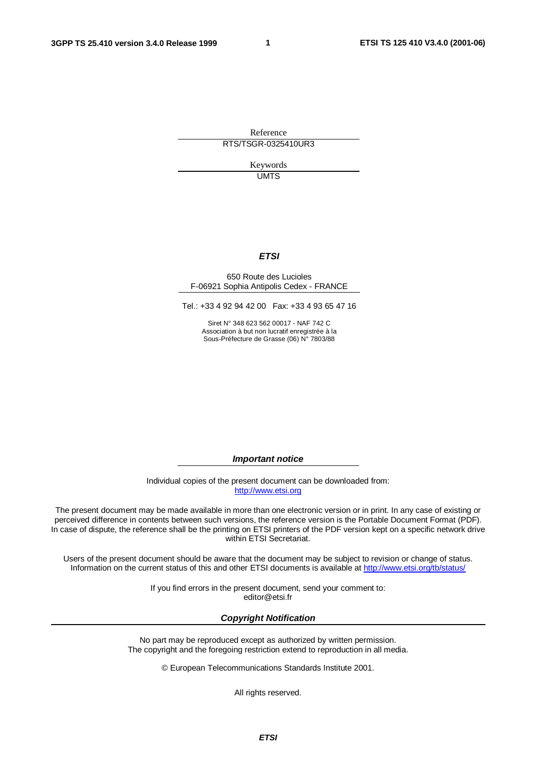Reference

RTS/TSGR-0325410UR3

Keywords

UMTS

***ETSI***

650 Route des Lucioles
F-06921 Sophia Antipolis Cedex - FRANCE

Tel.: +33 4 92 94 42 00 Fax: +33 4 93 65 47 16

Siret N° 348 623 562 00017 - NAF 742 C
Association à but non lucratif enregistrée à la
Sous-Préfecture de Grasse (06) N° 7803/88

***Important notice***

Individual copies of the present document can be downloaded from:
http://www.etsi.org

The present document may be made available in more than one electronic version or in print. In any case of existing or perceived difference in contents between such versions, the reference version is the Portable Document Format (PDF). In case of dispute, the reference shall be the printing on ETSI printers of the PDF version kept on a specific network drive within ETSI Secretariat.

Users of the present document should be aware that the document may be subject to revision or change of status. Information on the current status of this and other ETSI documents is available at http://www.etsi.org/tb/status/

If you find errors in the present document, send your comment to:
editor@etsi.fr

***Copyright Notification***

No part may be reproduced except as authorized by written permission.
The copyright and the foregoing restriction extend to reproduction in all media.

© European Telecommunications Standards Institute 2001.

All rights reserved.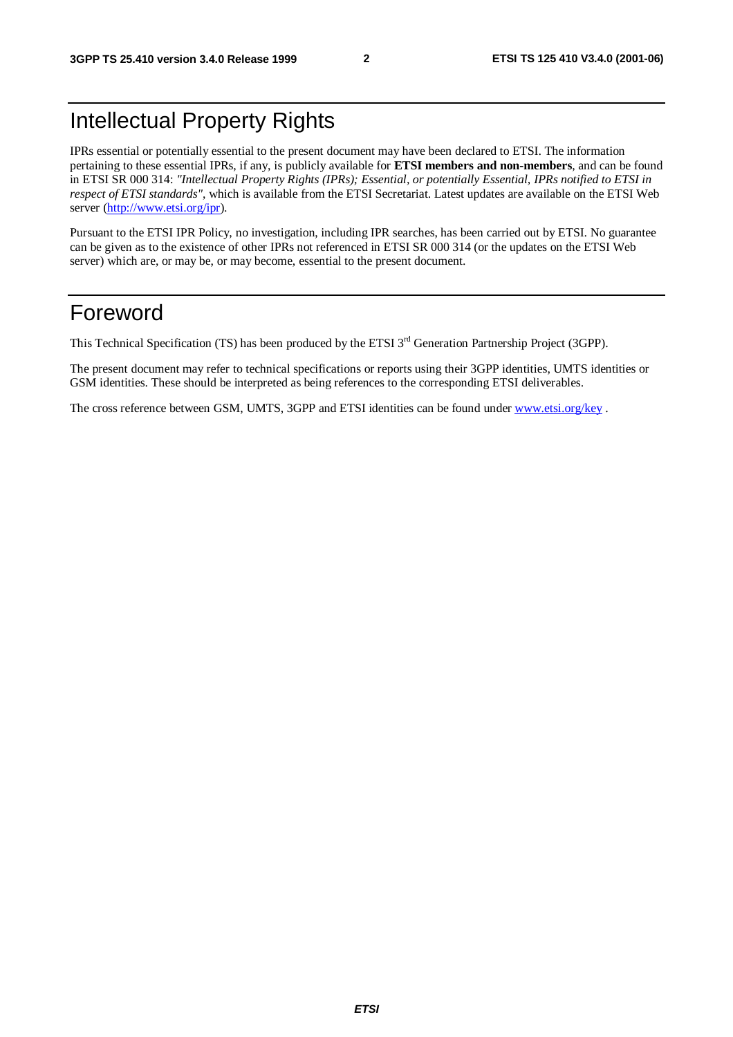# Intellectual Property Rights

IPRs essential or potentially essential to the present document may have been declared to ETSI. The information pertaining to these essential IPRs, if any, is publicly available for **ETSI members and non-members**, and can be found in ETSI SR 000 314: *"Intellectual Property Rights (IPRs); Essential, or potentially Essential, IPRs notified to ETSI in respect of ETSI standards"*, which is available from the ETSI Secretariat. Latest updates are available on the ETSI Web server (http://www.etsi.org/ipr).

Pursuant to the ETSI IPR Policy, no investigation, including IPR searches, has been carried out by ETSI. No guarantee can be given as to the existence of other IPRs not referenced in ETSI SR 000 314 (or the updates on the ETSI Web server) which are, or may be, or may become, essential to the present document.

# Foreword

This Technical Specification (TS) has been produced by the ETSI 3rd Generation Partnership Project (3GPP).

The present document may refer to technical specifications or reports using their 3GPP identities, UMTS identities or GSM identities. These should be interpreted as being references to the corresponding ETSI deliverables.

The cross reference between GSM, UMTS, 3GPP and ETSI identities can be found under www.etsi.org/key .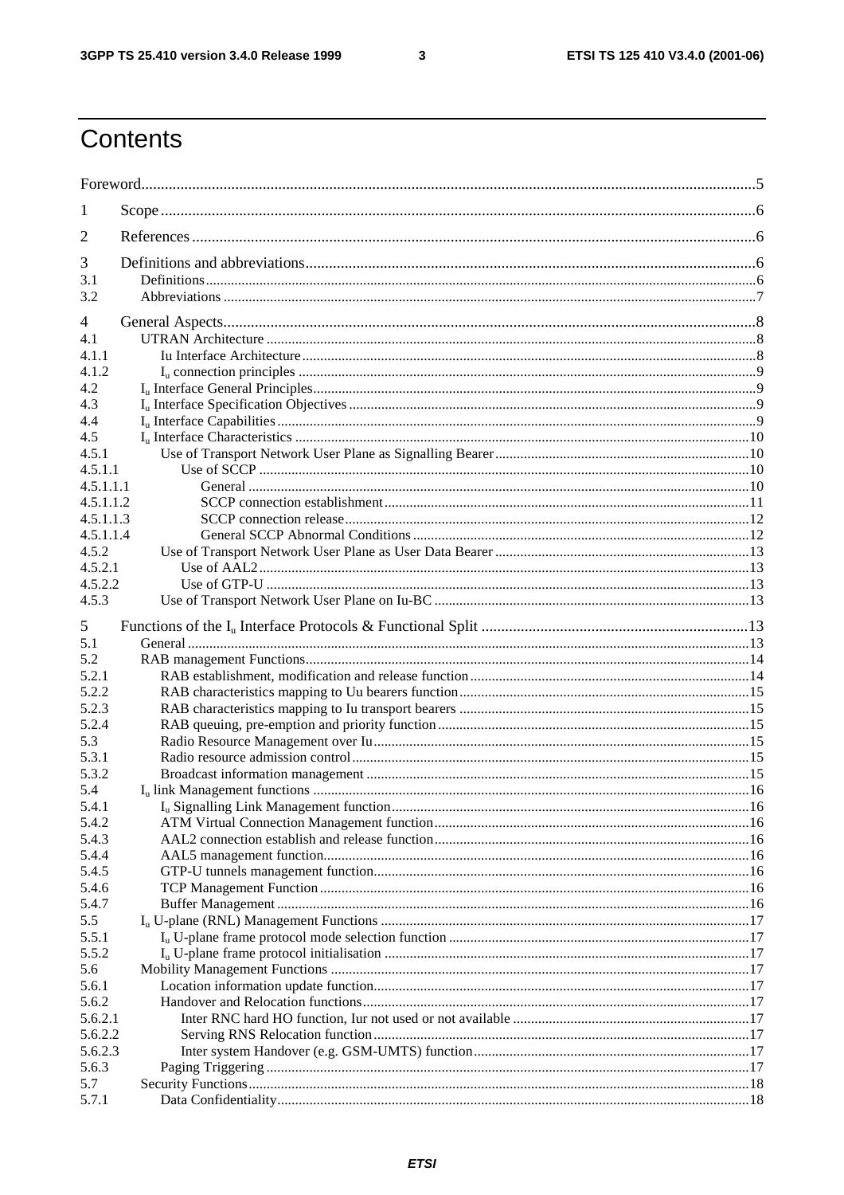# Contents

Foreword....5

1 Scope....6

2 References....6

3 Definitions and abbreviations....6
3.1 Definitions....6
3.2 Abbreviations....7

4 General Aspects....8
4.1 UTRAN Architecture....8
4.1.1 Iu Interface Architecture....8
4.1.2 $I_u$ connection principles....9
4.2 $I_u$ Interface General Principles....9
4.3 $I_u$ Interface Specification Objectives....9
4.4 $I_u$ Interface Capabilities....9
4.5 $I_u$ Interface Characteristics....10
4.5.1 Use of Transport Network User Plane as Signalling Bearer....10
4.5.1.1 Use of SCCP....10
4.5.1.1.1 General....10
4.5.1.1.2 SCCP connection establishment....11
4.5.1.1.3 SCCP connection release....12
4.5.1.1.4 General SCCP Abnormal Conditions....12
4.5.2 Use of Transport Network User Plane as User Data Bearer....13
4.5.2.1 Use of AAL2....13
4.5.2.2 Use of GTP-U....13
4.5.3 Use of Transport Network User Plane on Iu-BC....13

5 Functions of the $I_u$ Interface Protocols & Functional Split....13
5.1 General....13
5.2 RAB management Functions....14
5.2.1 RAB establishment, modification and release function....14
5.2.2 RAB characteristics mapping to Uu bearers function....15
5.2.3 RAB characteristics mapping to Iu transport bearers....15
5.2.4 RAB queuing, pre-emption and priority function....15
5.3 Radio Resource Management over Iu....15
5.3.1 Radio resource admission control....15
5.3.2 Broadcast information management....15
5.4 $I_u$ link Management functions....16
5.4.1 $I_u$ Signalling Link Management function....16
5.4.2 ATM Virtual Connection Management function....16
5.4.3 AAL2 connection establish and release function....16
5.4.4 AAL5 management function....16
5.4.5 GTP-U tunnels management function....16
5.4.6 TCP Management Function....16
5.4.7 Buffer Management....16
5.5 $I_u$ U-plane (RNL) Management Functions....17
5.5.1 $I_u$ U-plane frame protocol mode selection function....17
5.5.2 $I_u$ U-plane frame protocol initialisation....17
5.6 Mobility Management Functions....17
5.6.1 Location information update function....17
5.6.2 Handover and Relocation functions....17
5.6.2.1 Inter RNC hard HO function, Iur not used or not available....17
5.6.2.2 Serving RNS Relocation function....17
5.6.2.3 Inter system Handover (e.g. GSM-UMTS) function....17
5.6.3 Paging Triggering....17
5.7 Security Functions....18
5.7.1 Data Confidentiality....18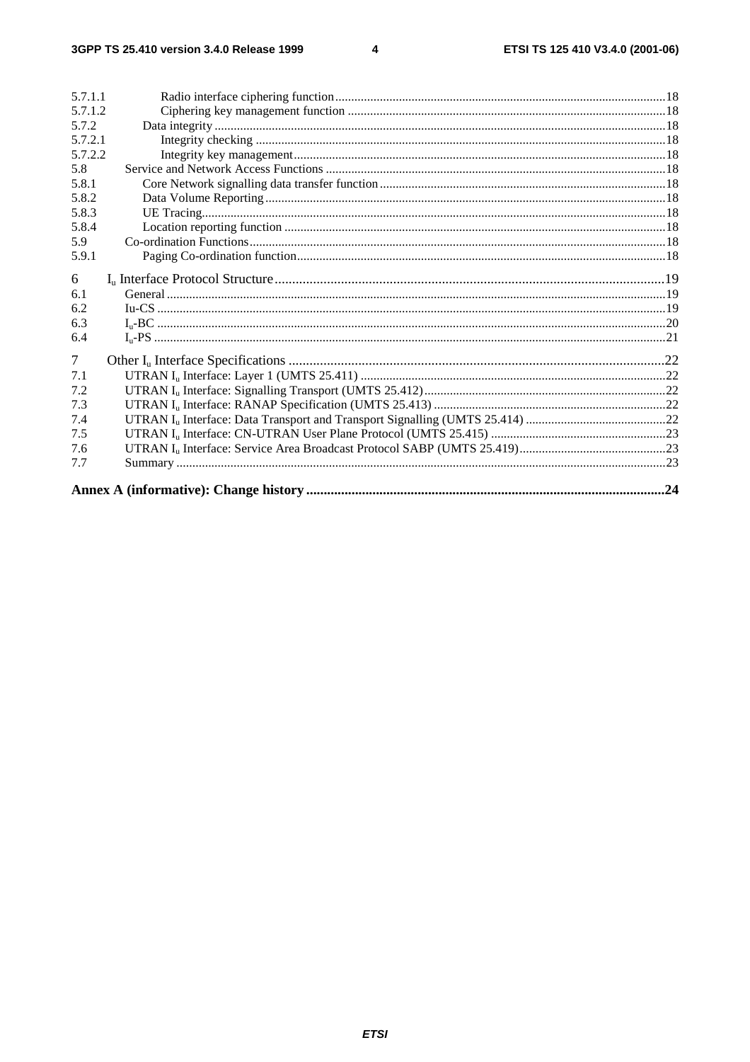5.7.1.1 Radio interface ciphering function.......................................................................................................18
5.7.1.2 Ciphering key management function ...................................................................................................18
5.7.2 Data integrity ..............................................................................................................................................18
5.7.2.1 Integrity checking ................................................................................................................................18
5.7.2.2 Integrity key management....................................................................................................................18
5.8 Service and Network Access Functions ..........................................................................................................18
5.8.1 Core Network signalling data transfer function..........................................................................................18
5.8.2 Data Volume Reporting .............................................................................................................................18
5.8.3 UE Tracing..................................................................................................................................................18
5.8.4 Location reporting function ........................................................................................................................18
5.9 Co-ordination Functions..................................................................................................................................18
5.9.1 Paging Co-ordination function...................................................................................................................18

6 $I_u$ Interface Protocol Structure...............................................................................................................19
6.1 General ............................................................................................................................................................19
6.2 Iu-CS ...............................................................................................................................................................19
6.3 $I_u$-BC ...............................................................................................................................................................20
6.4 $I_u$-PS ...............................................................................................................................................................21

7 Other $I_u$ Interface Specifications ..........................................................................................................22
7.1 UTRAN $I_u$ Interface: Layer 1 (UMTS 25.411) ...............................................................................................22
7.2 UTRAN $I_u$ Interface: Signalling Transport (UMTS 25.412)............................................................................22
7.3 UTRAN $I_u$ Interface: RANAP Specification (UMTS 25.413) ........................................................................22
7.4 UTRAN $I_u$ Interface: Data Transport and Transport Signalling (UMTS 25.414) ............................................22
7.5 UTRAN $I_u$ Interface: CN-UTRAN User Plane Protocol (UMTS 25.415) .......................................................23
7.6 UTRAN $I_u$ Interface: Service Area Broadcast Protocol SABP (UMTS 25.419)..............................................23
7.7 Summary .........................................................................................................................................................23

**Annex A (informative): Change history .....................................................................................................24**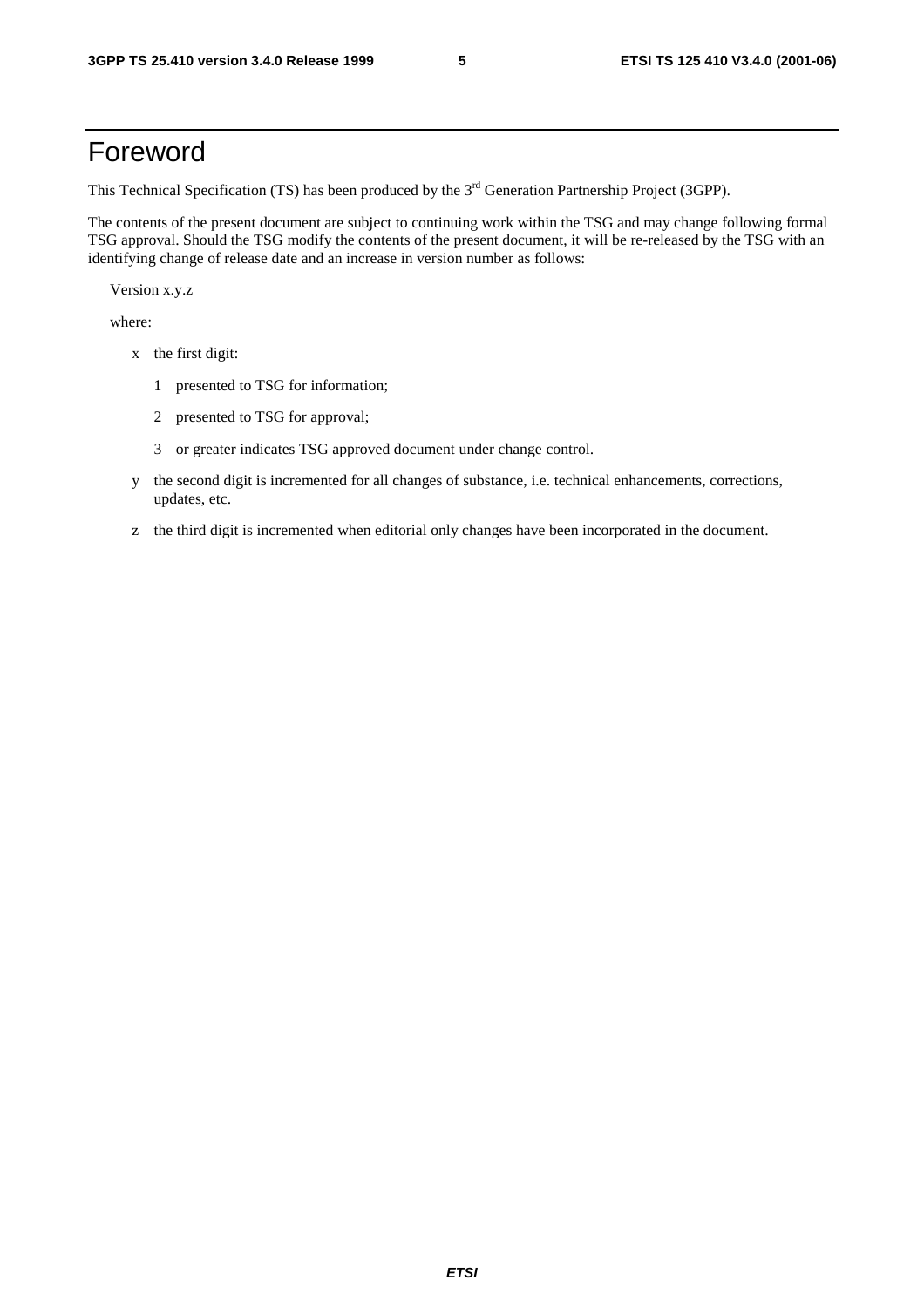# Foreword

This Technical Specification (TS) has been produced by the 3rd Generation Partnership Project (3GPP).

The contents of the present document are subject to continuing work within the TSG and may change following formal TSG approval. Should the TSG modify the contents of the present document, it will be re-released by the TSG with an identifying change of release date and an increase in version number as follows:

Version x.y.z

where:

- x the first digit:
  - 1 presented to TSG for information;
  - 2 presented to TSG for approval;
  - 3 or greater indicates TSG approved document under change control.
- y the second digit is incremented for all changes of substance, i.e. technical enhancements, corrections, updates, etc.
- z the third digit is incremented when editorial only changes have been incorporated in the document.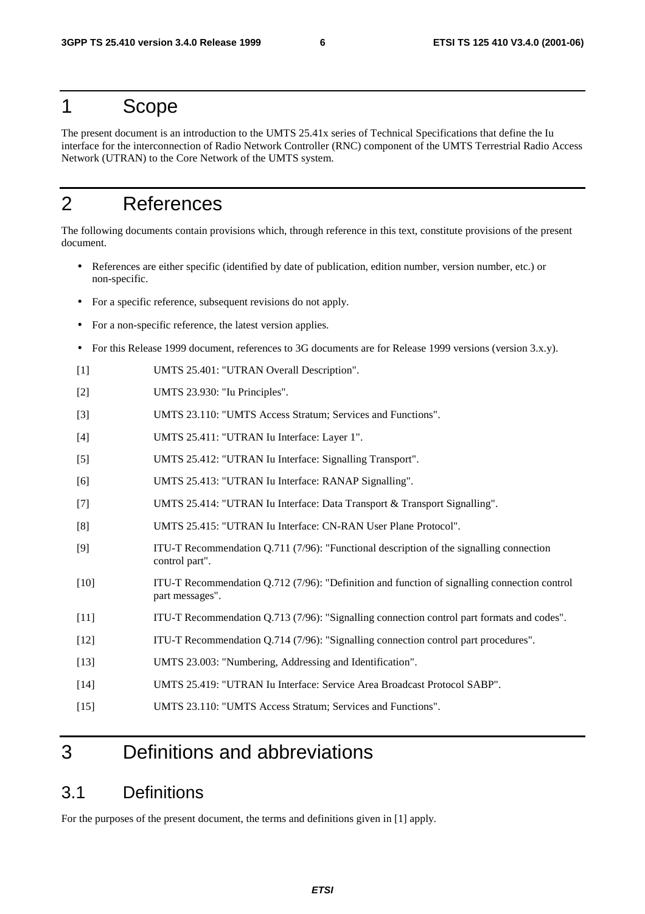# 1 Scope

The present document is an introduction to the UMTS 25.41x series of Technical Specifications that define the Iu interface for the interconnection of Radio Network Controller (RNC) component of the UMTS Terrestrial Radio Access Network (UTRAN) to the Core Network of the UMTS system.

# 2 References

The following documents contain provisions which, through reference in this text, constitute provisions of the present document.

- References are either specific (identified by date of publication, edition number, version number, etc.) or non-specific.
- For a specific reference, subsequent revisions do not apply.
- For a non-specific reference, the latest version applies.
- For this Release 1999 document, references to 3G documents are for Release 1999 versions (version 3.x.y).

[1] UMTS 25.401: "UTRAN Overall Description".

[2] UMTS 23.930: "Iu Principles".

[3] UMTS 23.110: "UMTS Access Stratum; Services and Functions".

[4] UMTS 25.411: "UTRAN Iu Interface: Layer 1".

[5] UMTS 25.412: "UTRAN Iu Interface: Signalling Transport".

[6] UMTS 25.413: "UTRAN Iu Interface: RANAP Signalling".

[7] UMTS 25.414: "UTRAN Iu Interface: Data Transport & Transport Signalling".

[8] UMTS 25.415: "UTRAN Iu Interface: CN-RAN User Plane Protocol".

[9] ITU-T Recommendation Q.711 (7/96): "Functional description of the signalling connection control part".

[10] ITU-T Recommendation Q.712 (7/96): "Definition and function of signalling connection control part messages".

[11] ITU-T Recommendation Q.713 (7/96): "Signalling connection control part formats and codes".

[12] ITU-T Recommendation Q.714 (7/96): "Signalling connection control part procedures".

[13] UMTS 23.003: "Numbering, Addressing and Identification".

[14] UMTS 25.419: "UTRAN Iu Interface: Service Area Broadcast Protocol SABP".

[15] UMTS 23.110: "UMTS Access Stratum; Services and Functions".

# 3 Definitions and abbreviations

## 3.1 Definitions

For the purposes of the present document, the terms and definitions given in [1] apply.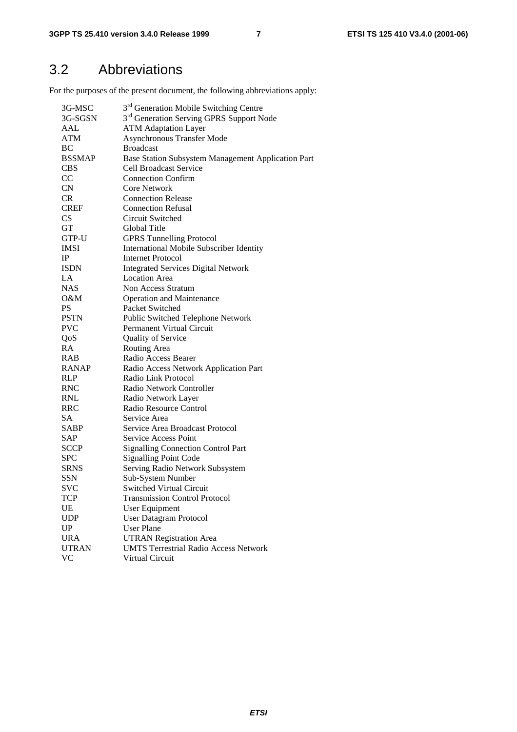## 3.2 Abbreviations

For the purposes of the present document, the following abbreviations apply:

| | |
|---|---|
| 3G-MSC | 3rd Generation Mobile Switching Centre |
| 3G-SGSN | 3rd Generation Serving GPRS Support Node |
| AAL | ATM Adaptation Layer |
| ATM | Asynchronous Transfer Mode |
| BC | Broadcast |
| BSSMAP | Base Station Subsystem Management Application Part |
| CBS | Cell Broadcast Service |
| CC | Connection Confirm |
| CN | Core Network |
| CR | Connection Release |
| CREF | Connection Refusal |
| CS | Circuit Switched |
| GT | Global Title |
| GTP-U | GPRS Tunnelling Protocol |
| IMSI | International Mobile Subscriber Identity |
| IP | Internet Protocol |
| ISDN | Integrated Services Digital Network |
| LA | Location Area |
| NAS | Non Access Stratum |
| O&M | Operation and Maintenance |
| PS | Packet Switched |
| PSTN | Public Switched Telephone Network |
| PVC | Permanent Virtual Circuit |
| QoS | Quality of Service |
| RA | Routing Area |
| RAB | Radio Access Bearer |
| RANAP | Radio Access Network Application Part |
| RLP | Radio Link Protocol |
| RNC | Radio Network Controller |
| RNL | Radio Network Layer |
| RRC | Radio Resource Control |
| SA | Service Area |
| SABP | Service Area Broadcast Protocol |
| SAP | Service Access Point |
| SCCP | Signalling Connection Control Part |
| SPC | Signalling Point Code |
| SRNS | Serving Radio Network Subsystem |
| SSN | Sub-System Number |
| SVC | Switched Virtual Circuit |
| TCP | Transmission Control Protocol |
| UE | User Equipment |
| UDP | User Datagram Protocol |
| UP | User Plane |
| URA | UTRAN Registration Area |
| UTRAN | UMTS Terrestrial Radio Access Network |
| VC | Virtual Circuit |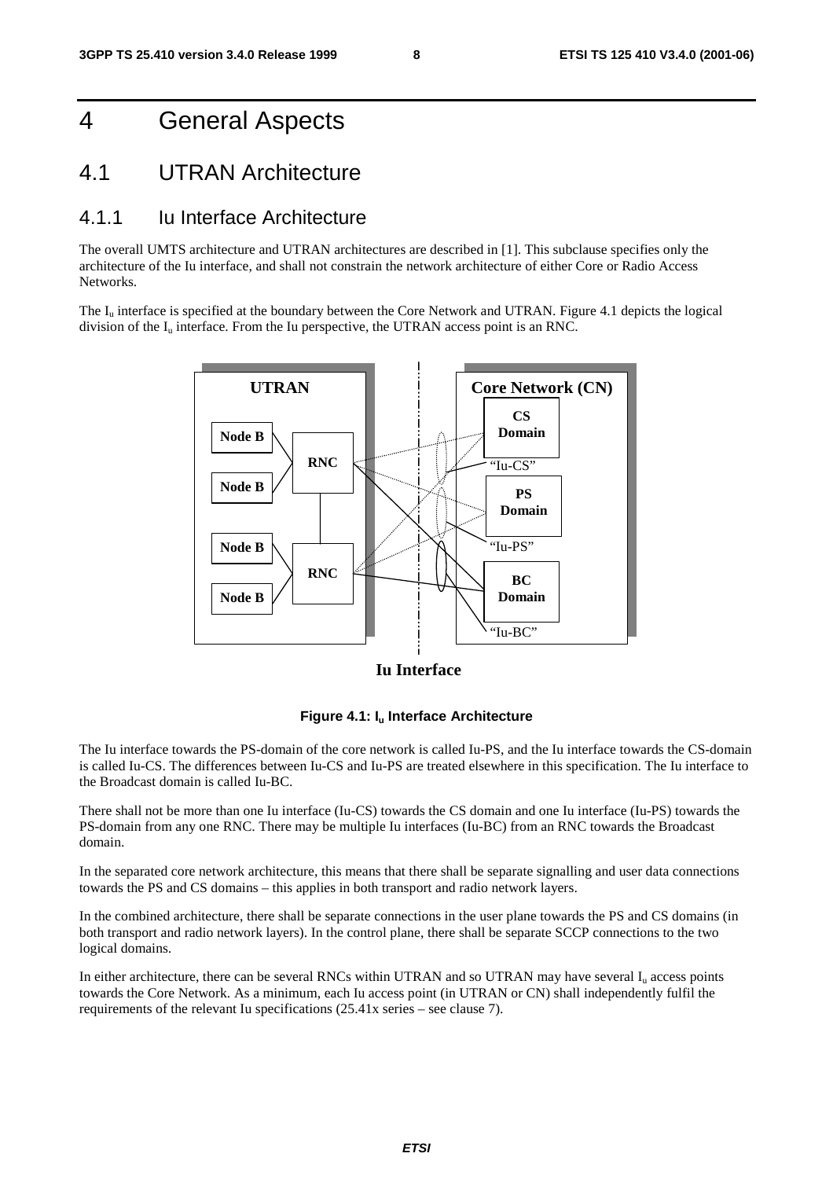# 4 General Aspects

## 4.1 UTRAN Architecture

### 4.1.1 Iu Interface Architecture

The overall UMTS architecture and UTRAN architectures are described in [1]. This subclause specifies only the architecture of the Iu interface, and shall not constrain the network architecture of either Core or Radio Access Networks.

The $I_u$ interface is specified at the boundary between the Core Network and UTRAN. Figure 4.1 depicts the logical division of the $I_u$ interface. From the Iu perspective, the UTRAN access point is an RNC.

**Figure 4.1: $I_u$ Interface Architecture**

The Iu interface towards the PS-domain of the core network is called Iu-PS, and the Iu interface towards the CS-domain is called Iu-CS. The differences between Iu-CS and Iu-PS are treated elsewhere in this specification. The Iu interface to the Broadcast domain is called Iu-BC.

There shall not be more than one Iu interface (Iu-CS) towards the CS domain and one Iu interface (Iu-PS) towards the PS-domain from any one RNC. There may be multiple Iu interfaces (Iu-BC) from an RNC towards the Broadcast domain.

In the separated core network architecture, this means that there shall be separate signalling and user data connections towards the PS and CS domains – this applies in both transport and radio network layers.

In the combined architecture, there shall be separate connections in the user plane towards the PS and CS domains (in both transport and radio network layers). In the control plane, there shall be separate SCCP connections to the two logical domains.

In either architecture, there can be several RNCs within UTRAN and so UTRAN may have several $I_u$ access points towards the Core Network. As a minimum, each Iu access point (in UTRAN or CN) shall independently fulfil the requirements of the relevant Iu specifications (25.41x series – see clause 7).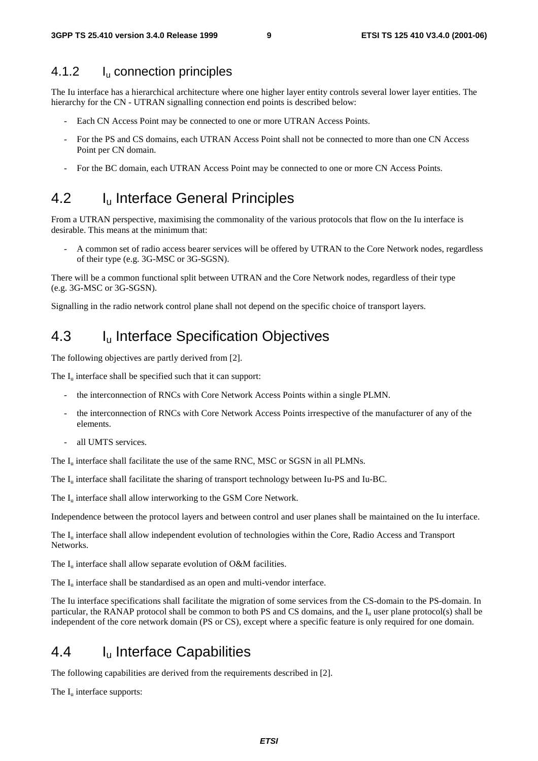### 4.1.2 $I_u$ connection principles

The Iu interface has a hierarchical architecture where one higher layer entity controls several lower layer entities. The hierarchy for the CN - UTRAN signalling connection end points is described below:

- Each CN Access Point may be connected to one or more UTRAN Access Points.
- For the PS and CS domains, each UTRAN Access Point shall not be connected to more than one CN Access Point per CN domain.
- For the BC domain, each UTRAN Access Point may be connected to one or more CN Access Points.

## 4.2 $I_u$ Interface General Principles

From a UTRAN perspective, maximising the commonality of the various protocols that flow on the Iu interface is desirable. This means at the minimum that:

- A common set of radio access bearer services will be offered by UTRAN to the Core Network nodes, regardless of their type (e.g. 3G-MSC or 3G-SGSN).

There will be a common functional split between UTRAN and the Core Network nodes, regardless of their type (e.g. 3G-MSC or 3G-SGSN).

Signalling in the radio network control plane shall not depend on the specific choice of transport layers.

## 4.3 $I_u$ Interface Specification Objectives

The following objectives are partly derived from [2].

The $I_u$ interface shall be specified such that it can support:

- the interconnection of RNCs with Core Network Access Points within a single PLMN.
- the interconnection of RNCs with Core Network Access Points irrespective of the manufacturer of any of the elements.
- all UMTS services.

The $I_u$ interface shall facilitate the use of the same RNC, MSC or SGSN in all PLMNs.

The $I_u$ interface shall facilitate the sharing of transport technology between Iu-PS and Iu-BC.

The $I_u$ interface shall allow interworking to the GSM Core Network.

Independence between the protocol layers and between control and user planes shall be maintained on the Iu interface.

The $I_u$ interface shall allow independent evolution of technologies within the Core, Radio Access and Transport Networks.

The $I_u$ interface shall allow separate evolution of O&M facilities.

The $I_u$ interface shall be standardised as an open and multi-vendor interface.

The Iu interface specifications shall facilitate the migration of some services from the CS-domain to the PS-domain. In particular, the RANAP protocol shall be common to both PS and CS domains, and the $I_u$ user plane protocol(s) shall be independent of the core network domain (PS or CS), except where a specific feature is only required for one domain.

## 4.4 $I_u$ Interface Capabilities

The following capabilities are derived from the requirements described in [2].

The $I_u$ interface supports: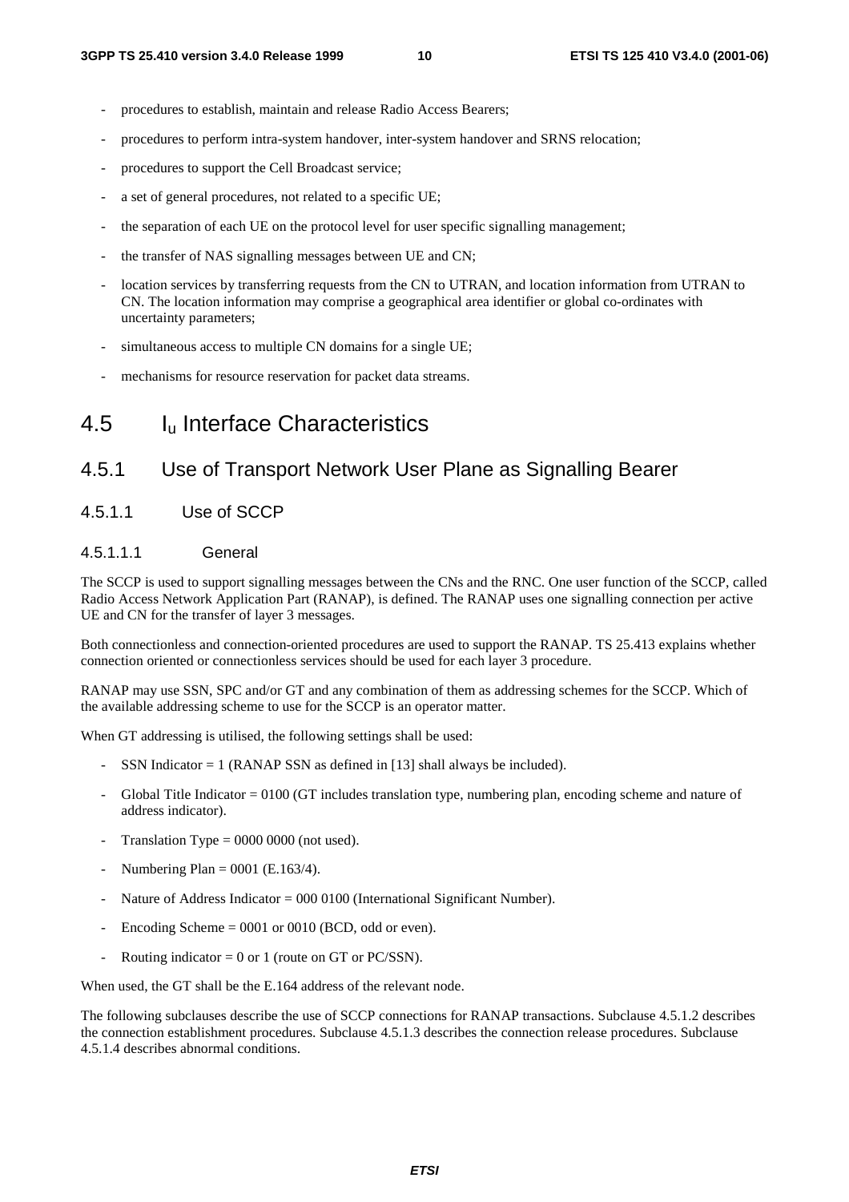- procedures to establish, maintain and release Radio Access Bearers;
- procedures to perform intra-system handover, inter-system handover and SRNS relocation;
- procedures to support the Cell Broadcast service;
- a set of general procedures, not related to a specific UE;
- the separation of each UE on the protocol level for user specific signalling management;
- the transfer of NAS signalling messages between UE and CN;
- location services by transferring requests from the CN to UTRAN, and location information from UTRAN to CN. The location information may comprise a geographical area identifier or global co-ordinates with uncertainty parameters;
- simultaneous access to multiple CN domains for a single UE;
- mechanisms for resource reservation for packet data streams.

# 4.5 $I_u$ Interface Characteristics

## 4.5.1 Use of Transport Network User Plane as Signalling Bearer

### 4.5.1.1 Use of SCCP

#### 4.5.1.1.1 General

The SCCP is used to support signalling messages between the CNs and the RNC. One user function of the SCCP, called Radio Access Network Application Part (RANAP), is defined. The RANAP uses one signalling connection per active UE and CN for the transfer of layer 3 messages.

Both connectionless and connection-oriented procedures are used to support the RANAP. TS 25.413 explains whether connection oriented or connectionless services should be used for each layer 3 procedure.

RANAP may use SSN, SPC and/or GT and any combination of them as addressing schemes for the SCCP. Which of the available addressing scheme to use for the SCCP is an operator matter.

When GT addressing is utilised, the following settings shall be used:

- SSN Indicator = 1 (RANAP SSN as defined in [13] shall always be included).
- Global Title Indicator = 0100 (GT includes translation type, numbering plan, encoding scheme and nature of address indicator).
- Translation Type = 0000 0000 (not used).
- Numbering Plan = 0001 (E.163/4).
- Nature of Address Indicator = 000 0100 (International Significant Number).
- Encoding Scheme = 0001 or 0010 (BCD, odd or even).
- Routing indicator = 0 or 1 (route on GT or PC/SSN).

When used, the GT shall be the E.164 address of the relevant node.

The following subclauses describe the use of SCCP connections for RANAP transactions. Subclause 4.5.1.2 describes the connection establishment procedures. Subclause 4.5.1.3 describes the connection release procedures. Subclause 4.5.1.4 describes abnormal conditions.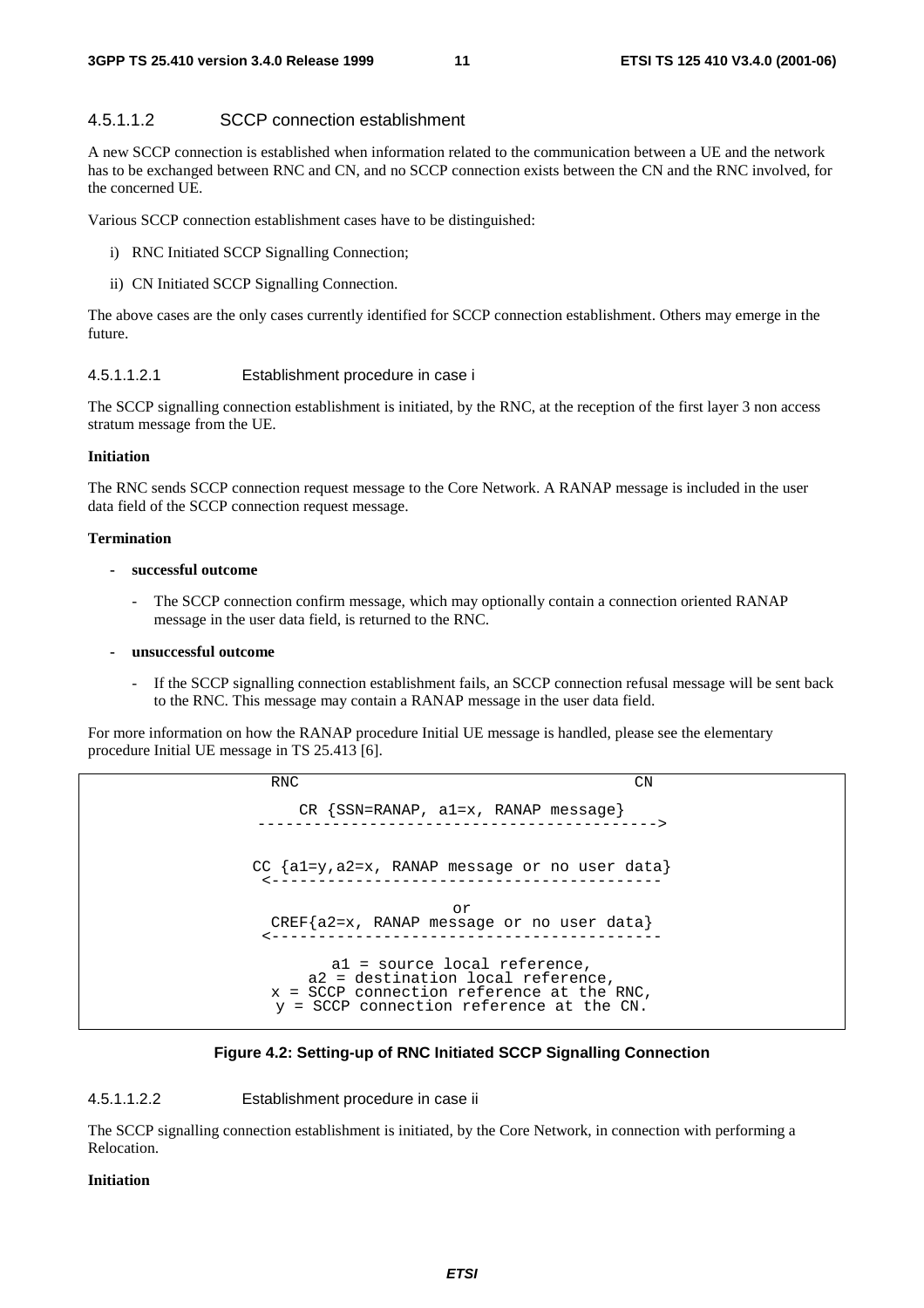#### 4.5.1.1.2 SCCP connection establishment

A new SCCP connection is established when information related to the communication between a UE and the network has to be exchanged between RNC and CN, and no SCCP connection exists between the CN and the RNC involved, for the concerned UE.

Various SCCP connection establishment cases have to be distinguished:

i) RNC Initiated SCCP Signalling Connection;

ii) CN Initiated SCCP Signalling Connection.

The above cases are the only cases currently identified for SCCP connection establishment. Others may emerge in the future.

##### 4.5.1.1.2.1 Establishment procedure in case i

The SCCP signalling connection establishment is initiated, by the RNC, at the reception of the first layer 3 non access stratum message from the UE.

**Initiation**

The RNC sends SCCP connection request message to the Core Network. A RANAP message is included in the user data field of the SCCP connection request message.

**Termination**

- **successful outcome**
  - The SCCP connection confirm message, which may optionally contain a connection oriented RANAP message in the user data field, is returned to the RNC.
- **unsuccessful outcome**
  - If the SCCP signalling connection establishment fails, an SCCP connection refusal message will be sent back to the RNC. This message may contain a RANAP message in the user data field.

For more information on how the RANAP procedure Initial UE message is handled, please see the elementary procedure Initial UE message in TS 25.413 [6].

```
RNC                                           CN

    CR {SSN=RANAP, a1=x, RANAP message}
 ------------------------------------------->


CC {a1=y,a2=x, RANAP message or no user data}
 <------------------------------------------

                      or
  CREF{a2=x, RANAP message or no user data}
 <------------------------------------------

          a1 = source local reference,
       a2 = destination local reference,
   x = SCCP connection reference at the RNC,
   y = SCCP connection reference at the CN.
```

**Figure 4.2: Setting-up of RNC Initiated SCCP Signalling Connection**

##### 4.5.1.1.2.2 Establishment procedure in case ii

The SCCP signalling connection establishment is initiated, by the Core Network, in connection with performing a Relocation.

**Initiation**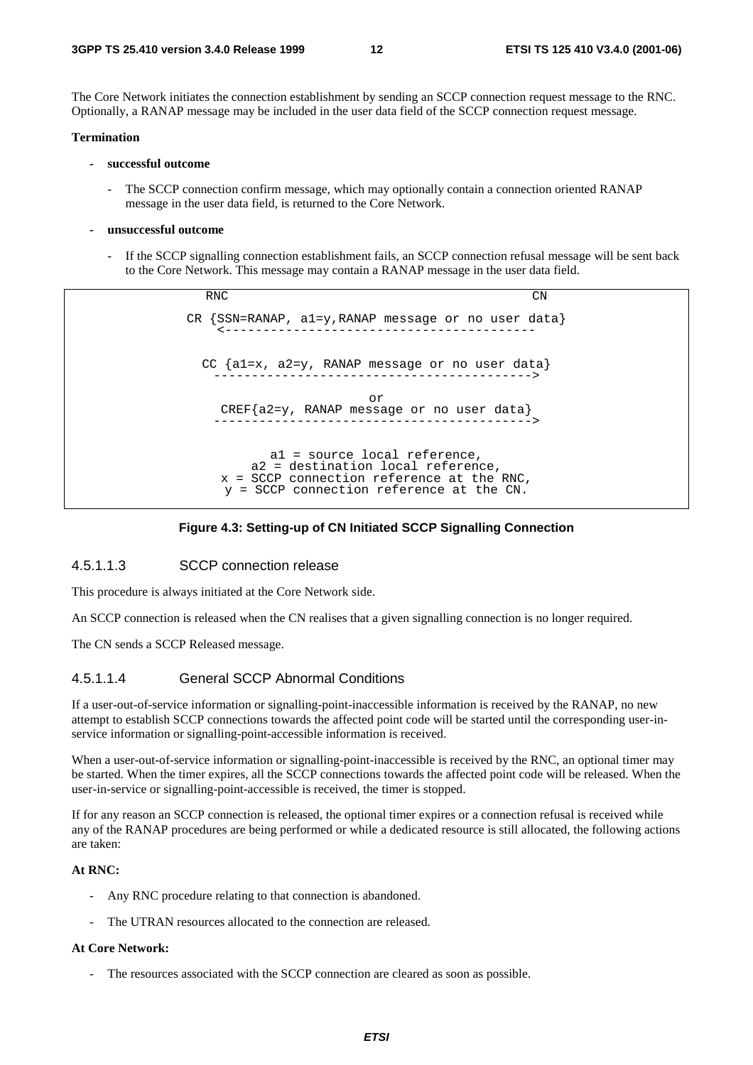The Core Network initiates the connection establishment by sending an SCCP connection request message to the RNC. Optionally, a RANAP message may be included in the user data field of the SCCP connection request message.

**Termination**

- **successful outcome**
  - The SCCP connection confirm message, which may optionally contain a connection oriented RANAP message in the user data field, is returned to the Core Network.
- **unsuccessful outcome**
  - If the SCCP signalling connection establishment fails, an SCCP connection refusal message will be sent back to the Core Network. This message may contain a RANAP message in the user data field.

```
              RNC                                              CN

            CR {SSN=RANAP, a1=y,RANAP message or no user data}
               <----------------------------------------

              CC {a1=x, a2=y, RANAP message or no user data}
               ----------------------------------------->

                                   or
               CREF{a2=y, RANAP message or no user data}
               ----------------------------------------->


                      a1 = source local reference,
                   a2 = destination local reference,
                x = SCCP connection reference at the RNC,
                 y = SCCP connection reference at the CN.
```

**Figure 4.3: Setting-up of CN Initiated SCCP Signalling Connection**

#### 4.5.1.1.3 SCCP connection release

This procedure is always initiated at the Core Network side.

An SCCP connection is released when the CN realises that a given signalling connection is no longer required.

The CN sends a SCCP Released message.

#### 4.5.1.1.4 General SCCP Abnormal Conditions

If a user-out-of-service information or signalling-point-inaccessible information is received by the RANAP, no new attempt to establish SCCP connections towards the affected point code will be started until the corresponding user-in-service information or signalling-point-accessible information is received.

When a user-out-of-service information or signalling-point-inaccessible is received by the RNC, an optional timer may be started. When the timer expires, all the SCCP connections towards the affected point code will be released. When the user-in-service or signalling-point-accessible is received, the timer is stopped.

If for any reason an SCCP connection is released, the optional timer expires or a connection refusal is received while any of the RANAP procedures are being performed or while a dedicated resource is still allocated, the following actions are taken:

**At RNC:**

- Any RNC procedure relating to that connection is abandoned.
- The UTRAN resources allocated to the connection are released.

**At Core Network:**

- The resources associated with the SCCP connection are cleared as soon as possible.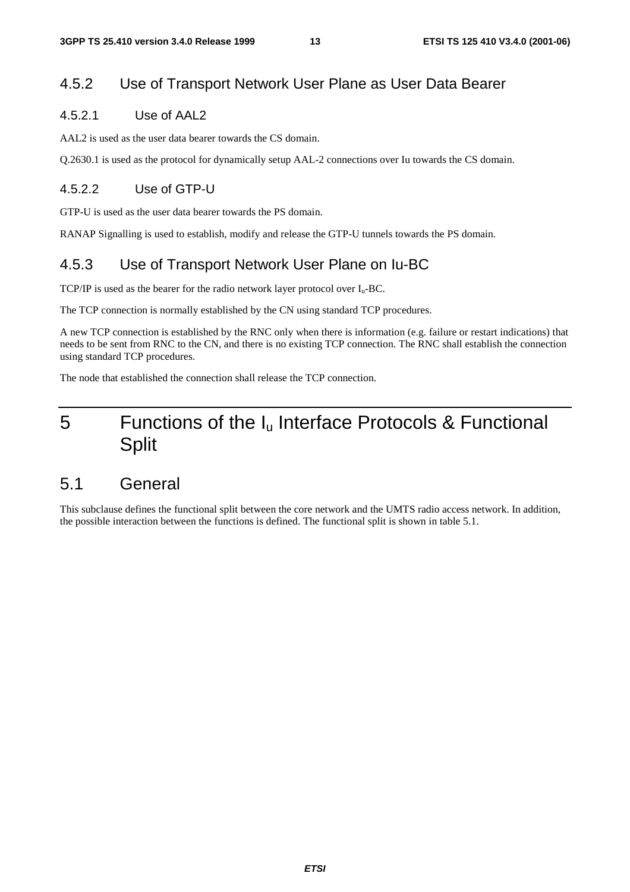### 4.5.2 Use of Transport Network User Plane as User Data Bearer

#### 4.5.2.1 Use of AAL2

AAL2 is used as the user data bearer towards the CS domain.

Q.2630.1 is used as the protocol for dynamically setup AAL-2 connections over Iu towards the CS domain.

#### 4.5.2.2 Use of GTP-U

GTP-U is used as the user data bearer towards the PS domain.

RANAP Signalling is used to establish, modify and release the GTP-U tunnels towards the PS domain.

### 4.5.3 Use of Transport Network User Plane on Iu-BC

TCP/IP is used as the bearer for the radio network layer protocol over $I_u$-BC.

The TCP connection is normally established by the CN using standard TCP procedures.

A new TCP connection is established by the RNC only when there is information (e.g. failure or restart indications) that needs to be sent from RNC to the CN, and there is no existing TCP connection. The RNC shall establish the connection using standard TCP procedures.

The node that established the connection shall release the TCP connection.

# 5 Functions of the $I_u$ Interface Protocols & Functional Split

## 5.1 General

This subclause defines the functional split between the core network and the UMTS radio access network. In addition, the possible interaction between the functions is defined. The functional split is shown in table 5.1.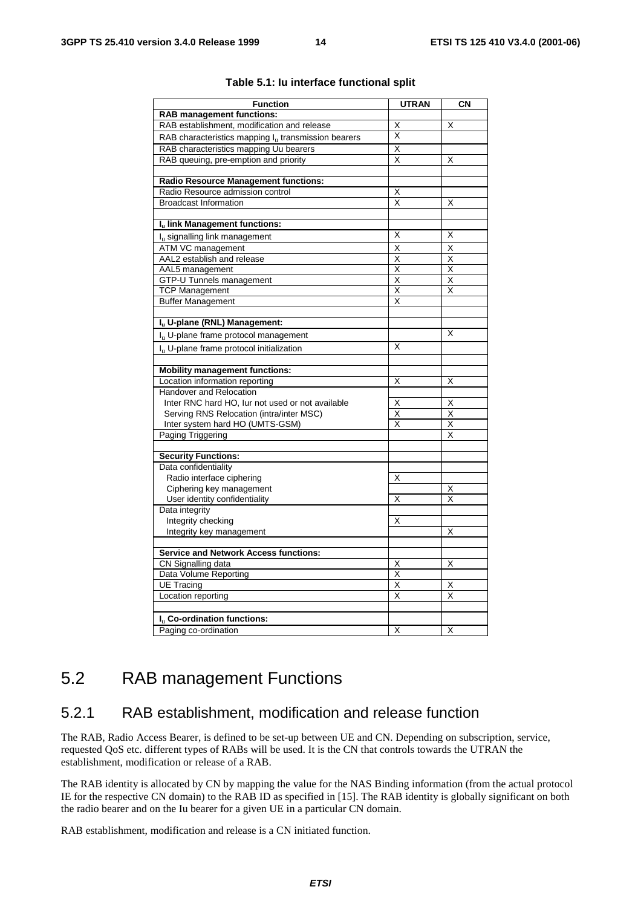**Table 5.1: Iu interface functional split**

| Function | UTRAN | CN |
|---|---|---|
| **RAB management functions:** | | |
| RAB establishment, modification and release | X | X |
| RAB characteristics mapping $I_u$ transmission bearers | X | |
| RAB characteristics mapping Uu bearers | X | |
| RAB queuing, pre-emption and priority | X | X |
| | | |
| **Radio Resource Management functions:** | | |
| Radio Resource admission control | X | |
| Broadcast Information | X | X |
| | | |
| **$I_u$ link Management functions:** | | |
| $I_u$ signalling link management | X | X |
| ATM VC management | X | X |
| AAL2 establish and release | X | X |
| AAL5 management | X | X |
| GTP-U Tunnels management | X | X |
| TCP Management | X | X |
| Buffer Management | X | |
| | | |
| **$I_u$ U-plane (RNL) Management:** | | |
| $I_u$ U-plane frame protocol management | | X |
| $I_u$ U-plane frame protocol initialization | X | |
| | | |
| **Mobility management functions:** | | |
| Location information reporting | X | X |
| Handover and Relocation | | |
| Inter RNC hard HO, Iur not used or not available | X | X |
| Serving RNS Relocation (intra/inter MSC) | X | X |
| Inter system hard HO (UMTS-GSM) | X | X |
| Paging Triggering | | X |
| | | |
| **Security Functions:** | | |
| Data confidentiality | | |
| Radio interface ciphering | X | |
| Ciphering key management | | X |
| User identity confidentiality | X | X |
| Data integrity | | |
| Integrity checking | X | |
| Integrity key management | | X |
| | | |
| **Service and Network Access functions:** | | |
| CN Signalling data | X | X |
| Data Volume Reporting | X | |
| UE Tracing | X | X |
| Location reporting | X | X |
| | | |
| **$I_u$ Co-ordination functions:** | | |
| Paging co-ordination | X | X |

## 5.2 RAB management Functions

### 5.2.1 RAB establishment, modification and release function

The RAB, Radio Access Bearer, is defined to be set-up between UE and CN. Depending on subscription, service, requested QoS etc. different types of RABs will be used. It is the CN that controls towards the UTRAN the establishment, modification or release of a RAB.

The RAB identity is allocated by CN by mapping the value for the NAS Binding information (from the actual protocol IE for the respective CN domain) to the RAB ID as specified in [15]. The RAB identity is globally significant on both the radio bearer and on the Iu bearer for a given UE in a particular CN domain.

RAB establishment, modification and release is a CN initiated function.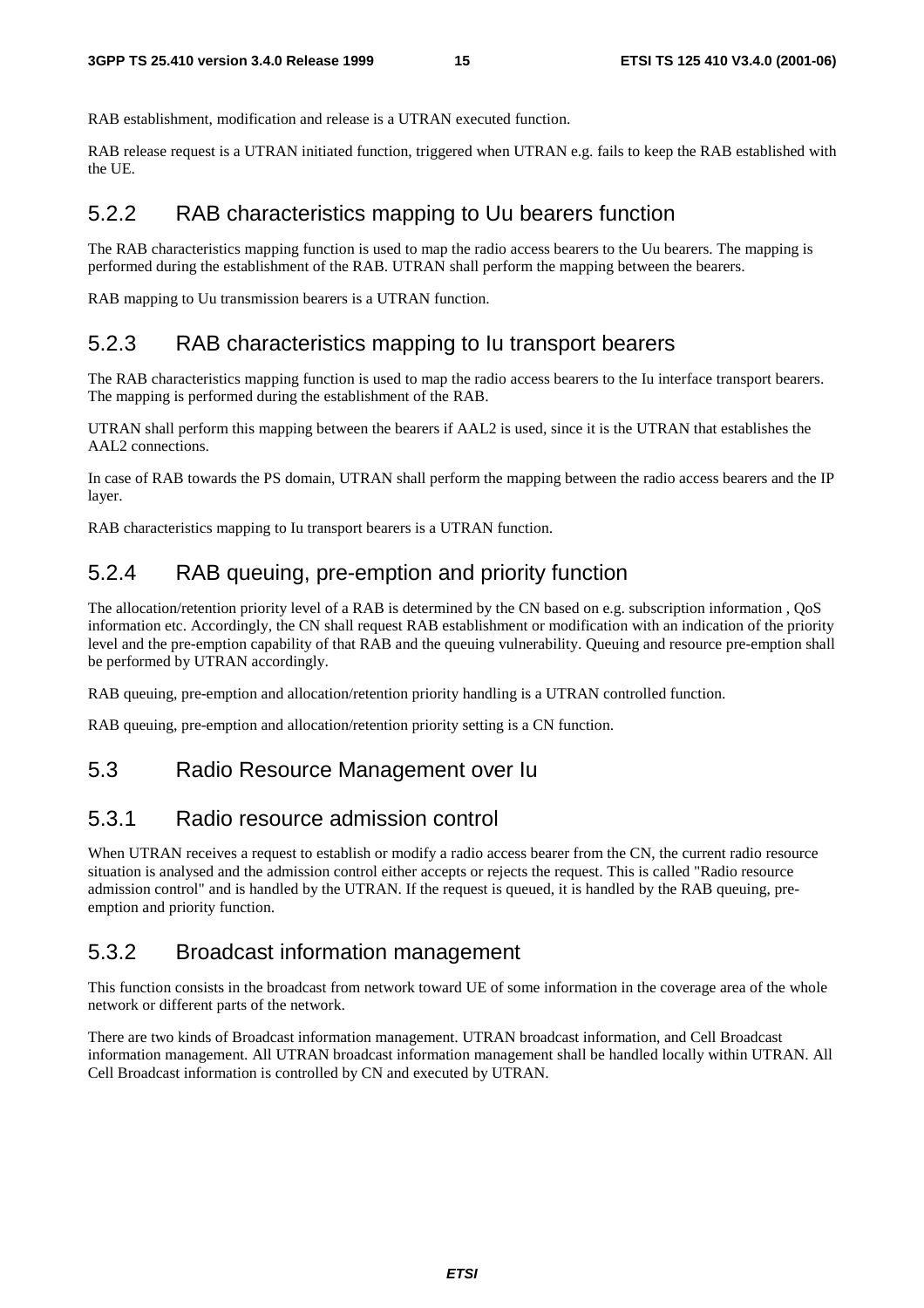RAB establishment, modification and release is a UTRAN executed function.

RAB release request is a UTRAN initiated function, triggered when UTRAN e.g. fails to keep the RAB established with the UE.

### 5.2.2 RAB characteristics mapping to Uu bearers function

The RAB characteristics mapping function is used to map the radio access bearers to the Uu bearers. The mapping is performed during the establishment of the RAB. UTRAN shall perform the mapping between the bearers.

RAB mapping to Uu transmission bearers is a UTRAN function.

### 5.2.3 RAB characteristics mapping to Iu transport bearers

The RAB characteristics mapping function is used to map the radio access bearers to the Iu interface transport bearers. The mapping is performed during the establishment of the RAB.

UTRAN shall perform this mapping between the bearers if AAL2 is used, since it is the UTRAN that establishes the AAL2 connections.

In case of RAB towards the PS domain, UTRAN shall perform the mapping between the radio access bearers and the IP layer.

RAB characteristics mapping to Iu transport bearers is a UTRAN function.

### 5.2.4 RAB queuing, pre-emption and priority function

The allocation/retention priority level of a RAB is determined by the CN based on e.g. subscription information , QoS information etc. Accordingly, the CN shall request RAB establishment or modification with an indication of the priority level and the pre-emption capability of that RAB and the queuing vulnerability. Queuing and resource pre-emption shall be performed by UTRAN accordingly.

RAB queuing, pre-emption and allocation/retention priority handling is a UTRAN controlled function.

RAB queuing, pre-emption and allocation/retention priority setting is a CN function.

## 5.3 Radio Resource Management over Iu

### 5.3.1 Radio resource admission control

When UTRAN receives a request to establish or modify a radio access bearer from the CN, the current radio resource situation is analysed and the admission control either accepts or rejects the request. This is called "Radio resource admission control" and is handled by the UTRAN. If the request is queued, it is handled by the RAB queuing, pre-emption and priority function.

### 5.3.2 Broadcast information management

This function consists in the broadcast from network toward UE of some information in the coverage area of the whole network or different parts of the network.

There are two kinds of Broadcast information management. UTRAN broadcast information, and Cell Broadcast information management. All UTRAN broadcast information management shall be handled locally within UTRAN. All Cell Broadcast information is controlled by CN and executed by UTRAN.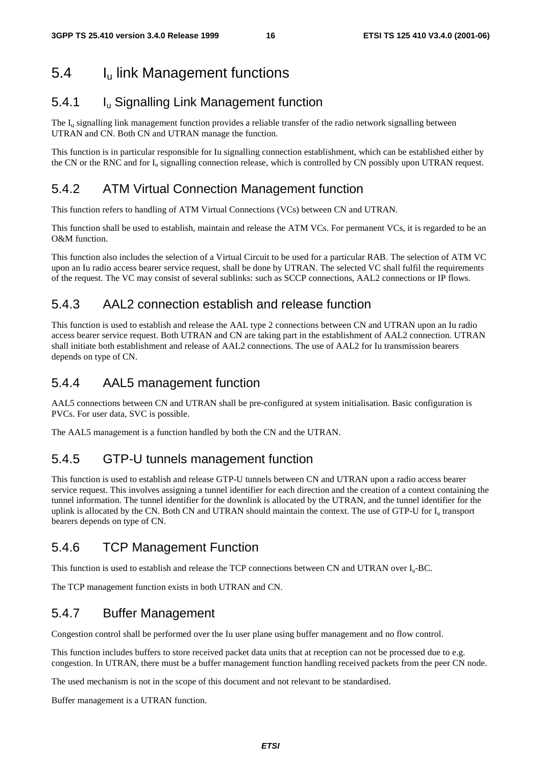## 5.4 $I_u$ link Management functions

### 5.4.1 $I_u$ Signalling Link Management function

The $I_u$ signalling link management function provides a reliable transfer of the radio network signalling between UTRAN and CN. Both CN and UTRAN manage the function.

This function is in particular responsible for Iu signalling connection establishment, which can be established either by the CN or the RNC and for $I_u$ signalling connection release, which is controlled by CN possibly upon UTRAN request.

### 5.4.2 ATM Virtual Connection Management function

This function refers to handling of ATM Virtual Connections (VCs) between CN and UTRAN.

This function shall be used to establish, maintain and release the ATM VCs. For permanent VCs, it is regarded to be an O&M function.

This function also includes the selection of a Virtual Circuit to be used for a particular RAB. The selection of ATM VC upon an Iu radio access bearer service request, shall be done by UTRAN. The selected VC shall fulfil the requirements of the request. The VC may consist of several sublinks: such as SCCP connections, AAL2 connections or IP flows.

### 5.4.3 AAL2 connection establish and release function

This function is used to establish and release the AAL type 2 connections between CN and UTRAN upon an Iu radio access bearer service request. Both UTRAN and CN are taking part in the establishment of AAL2 connection. UTRAN shall initiate both establishment and release of AAL2 connections. The use of AAL2 for Iu transmission bearers depends on type of CN.

### 5.4.4 AAL5 management function

AAL5 connections between CN and UTRAN shall be pre-configured at system initialisation. Basic configuration is PVCs. For user data, SVC is possible.

The AAL5 management is a function handled by both the CN and the UTRAN.

### 5.4.5 GTP-U tunnels management function

This function is used to establish and release GTP-U tunnels between CN and UTRAN upon a radio access bearer service request. This involves assigning a tunnel identifier for each direction and the creation of a context containing the tunnel information. The tunnel identifier for the downlink is allocated by the UTRAN, and the tunnel identifier for the uplink is allocated by the CN. Both CN and UTRAN should maintain the context. The use of GTP-U for $I_u$ transport bearers depends on type of CN.

### 5.4.6 TCP Management Function

This function is used to establish and release the TCP connections between CN and UTRAN over $I_u$-BC.

The TCP management function exists in both UTRAN and CN.

### 5.4.7 Buffer Management

Congestion control shall be performed over the Iu user plane using buffer management and no flow control.

This function includes buffers to store received packet data units that at reception can not be processed due to e.g. congestion. In UTRAN, there must be a buffer management function handling received packets from the peer CN node.

The used mechanism is not in the scope of this document and not relevant to be standardised.

Buffer management is a UTRAN function.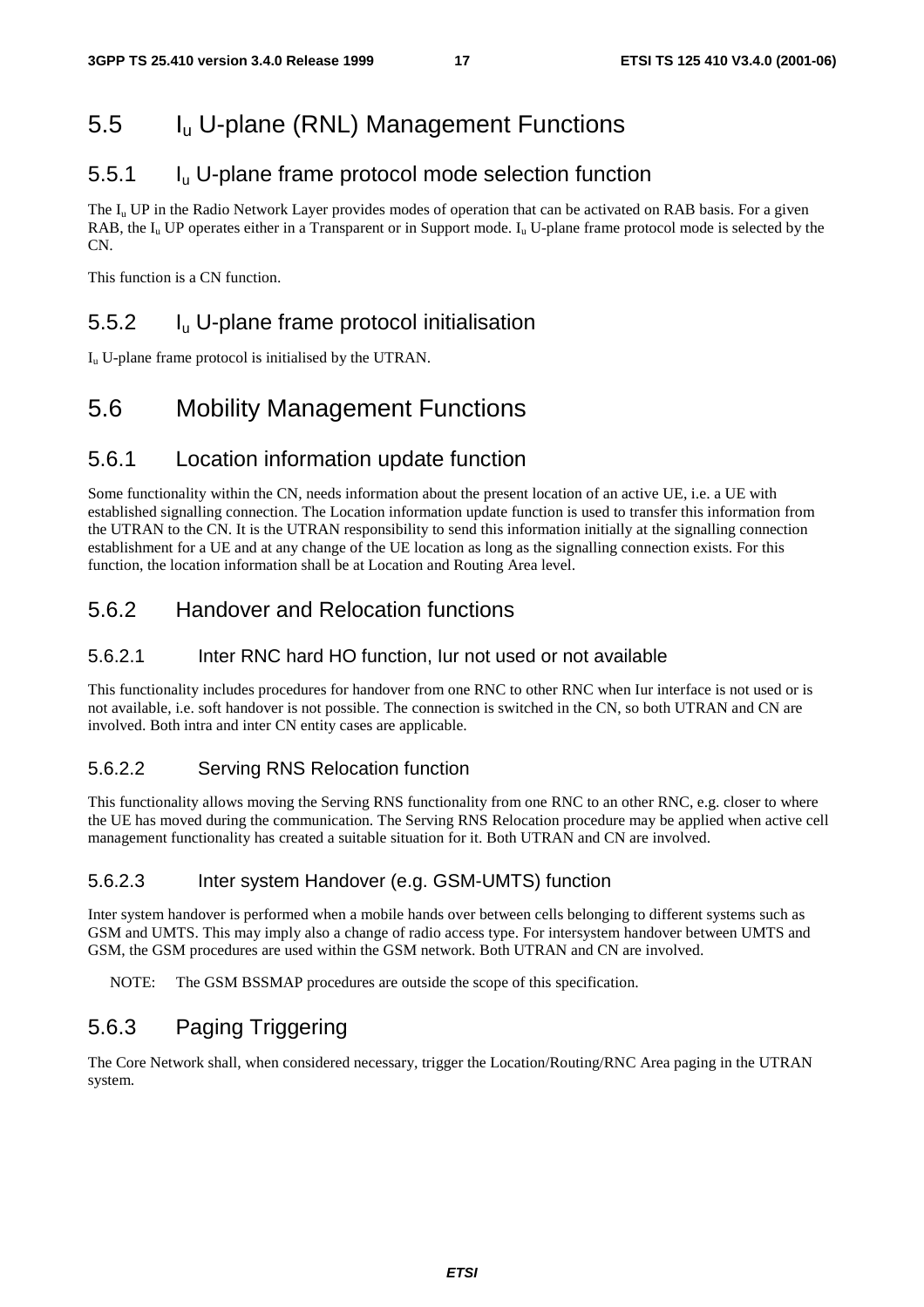## 5.5 $I_u$ U-plane (RNL) Management Functions

### 5.5.1 $I_u$ U-plane frame protocol mode selection function

The $I_u$ UP in the Radio Network Layer provides modes of operation that can be activated on RAB basis. For a given RAB, the $I_u$ UP operates either in a Transparent or in Support mode. $I_u$ U-plane frame protocol mode is selected by the CN.

This function is a CN function.

### 5.5.2 $I_u$ U-plane frame protocol initialisation

$I_u$ U-plane frame protocol is initialised by the UTRAN.

## 5.6 Mobility Management Functions

### 5.6.1 Location information update function

Some functionality within the CN, needs information about the present location of an active UE, i.e. a UE with established signalling connection. The Location information update function is used to transfer this information from the UTRAN to the CN. It is the UTRAN responsibility to send this information initially at the signalling connection establishment for a UE and at any change of the UE location as long as the signalling connection exists. For this function, the location information shall be at Location and Routing Area level.

### 5.6.2 Handover and Relocation functions

#### 5.6.2.1 Inter RNC hard HO function, Iur not used or not available

This functionality includes procedures for handover from one RNC to other RNC when Iur interface is not used or is not available, i.e. soft handover is not possible. The connection is switched in the CN, so both UTRAN and CN are involved. Both intra and inter CN entity cases are applicable.

#### 5.6.2.2 Serving RNS Relocation function

This functionality allows moving the Serving RNS functionality from one RNC to an other RNC, e.g. closer to where the UE has moved during the communication. The Serving RNS Relocation procedure may be applied when active cell management functionality has created a suitable situation for it. Both UTRAN and CN are involved.

#### 5.6.2.3 Inter system Handover (e.g. GSM-UMTS) function

Inter system handover is performed when a mobile hands over between cells belonging to different systems such as GSM and UMTS. This may imply also a change of radio access type. For intersystem handover between UMTS and GSM, the GSM procedures are used within the GSM network. Both UTRAN and CN are involved.

NOTE: The GSM BSSMAP procedures are outside the scope of this specification.

### 5.6.3 Paging Triggering

The Core Network shall, when considered necessary, trigger the Location/Routing/RNC Area paging in the UTRAN system.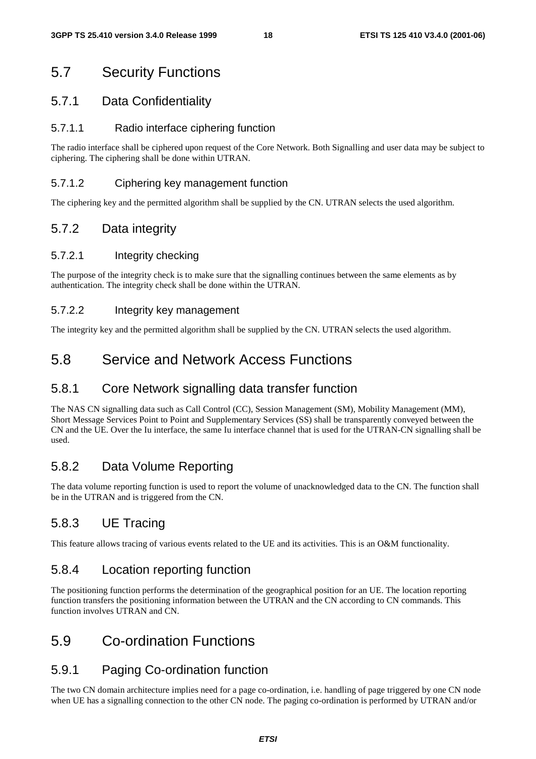## 5.7 Security Functions

### 5.7.1 Data Confidentiality

#### 5.7.1.1 Radio interface ciphering function

The radio interface shall be ciphered upon request of the Core Network. Both Signalling and user data may be subject to ciphering. The ciphering shall be done within UTRAN.

#### 5.7.1.2 Ciphering key management function

The ciphering key and the permitted algorithm shall be supplied by the CN. UTRAN selects the used algorithm.

### 5.7.2 Data integrity

#### 5.7.2.1 Integrity checking

The purpose of the integrity check is to make sure that the signalling continues between the same elements as by authentication. The integrity check shall be done within the UTRAN.

#### 5.7.2.2 Integrity key management

The integrity key and the permitted algorithm shall be supplied by the CN. UTRAN selects the used algorithm.

## 5.8 Service and Network Access Functions

### 5.8.1 Core Network signalling data transfer function

The NAS CN signalling data such as Call Control (CC), Session Management (SM), Mobility Management (MM), Short Message Services Point to Point and Supplementary Services (SS) shall be transparently conveyed between the CN and the UE. Over the Iu interface, the same Iu interface channel that is used for the UTRAN-CN signalling shall be used.

### 5.8.2 Data Volume Reporting

The data volume reporting function is used to report the volume of unacknowledged data to the CN. The function shall be in the UTRAN and is triggered from the CN.

### 5.8.3 UE Tracing

This feature allows tracing of various events related to the UE and its activities. This is an O&M functionality.

### 5.8.4 Location reporting function

The positioning function performs the determination of the geographical position for an UE. The location reporting function transfers the positioning information between the UTRAN and the CN according to CN commands. This function involves UTRAN and CN.

## 5.9 Co-ordination Functions

### 5.9.1 Paging Co-ordination function

The two CN domain architecture implies need for a page co-ordination, i.e. handling of page triggered by one CN node when UE has a signalling connection to the other CN node. The paging co-ordination is performed by UTRAN and/or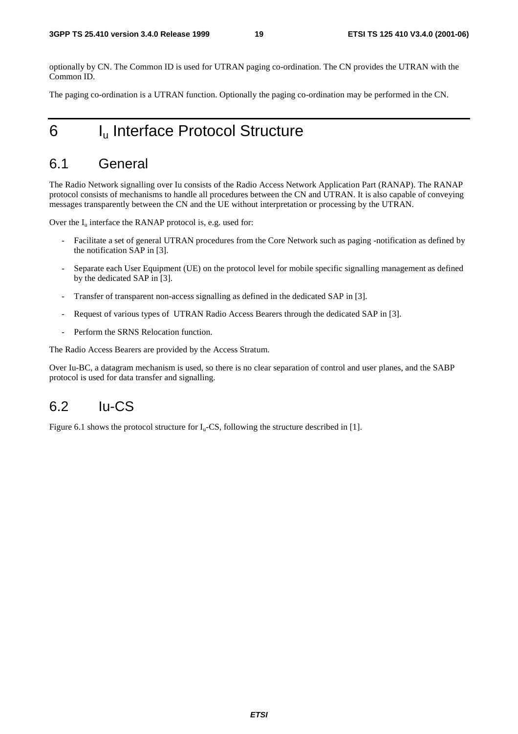optionally by CN. The Common ID is used for UTRAN paging co-ordination. The CN provides the UTRAN with the Common ID.

The paging co-ordination is a UTRAN function. Optionally the paging co-ordination may be performed in the CN.

# 6 $I_u$ Interface Protocol Structure

## 6.1 General

The Radio Network signalling over Iu consists of the Radio Access Network Application Part (RANAP). The RANAP protocol consists of mechanisms to handle all procedures between the CN and UTRAN. It is also capable of conveying messages transparently between the CN and the UE without interpretation or processing by the UTRAN.

Over the $I_u$ interface the RANAP protocol is, e.g. used for:

- Facilitate a set of general UTRAN procedures from the Core Network such as paging -notification as defined by the notification SAP in [3].
- Separate each User Equipment (UE) on the protocol level for mobile specific signalling management as defined by the dedicated SAP in [3].
- Transfer of transparent non-access signalling as defined in the dedicated SAP in [3].
- Request of various types of UTRAN Radio Access Bearers through the dedicated SAP in [3].
- Perform the SRNS Relocation function.

The Radio Access Bearers are provided by the Access Stratum.

Over Iu-BC, a datagram mechanism is used, so there is no clear separation of control and user planes, and the SABP protocol is used for data transfer and signalling.

## 6.2 Iu-CS

Figure 6.1 shows the protocol structure for $I_u$-CS, following the structure described in [1].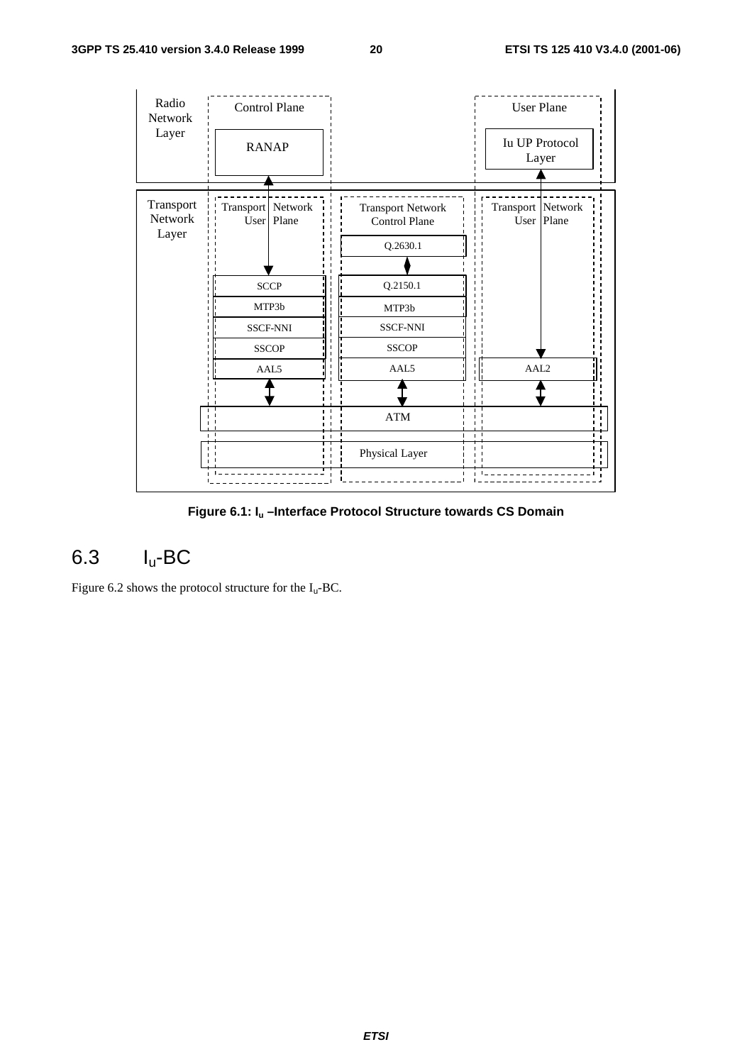Figure 6.1: $I_u$ –Interface Protocol Structure towards CS Domain

## 6.3 $I_u$-BC

Figure 6.2 shows the protocol structure for the $I_u$-BC.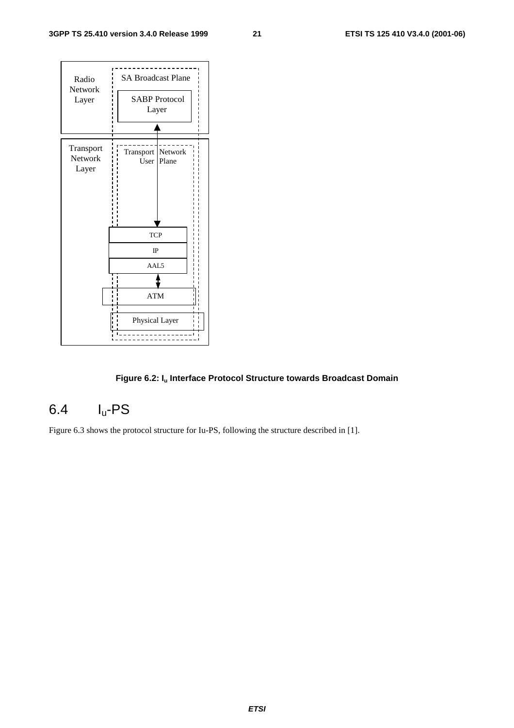Figure 6.2: $I_u$ Interface Protocol Structure towards Broadcast Domain

## 6.4 $I_u$-PS

Figure 6.3 shows the protocol structure for Iu-PS, following the structure described in [1].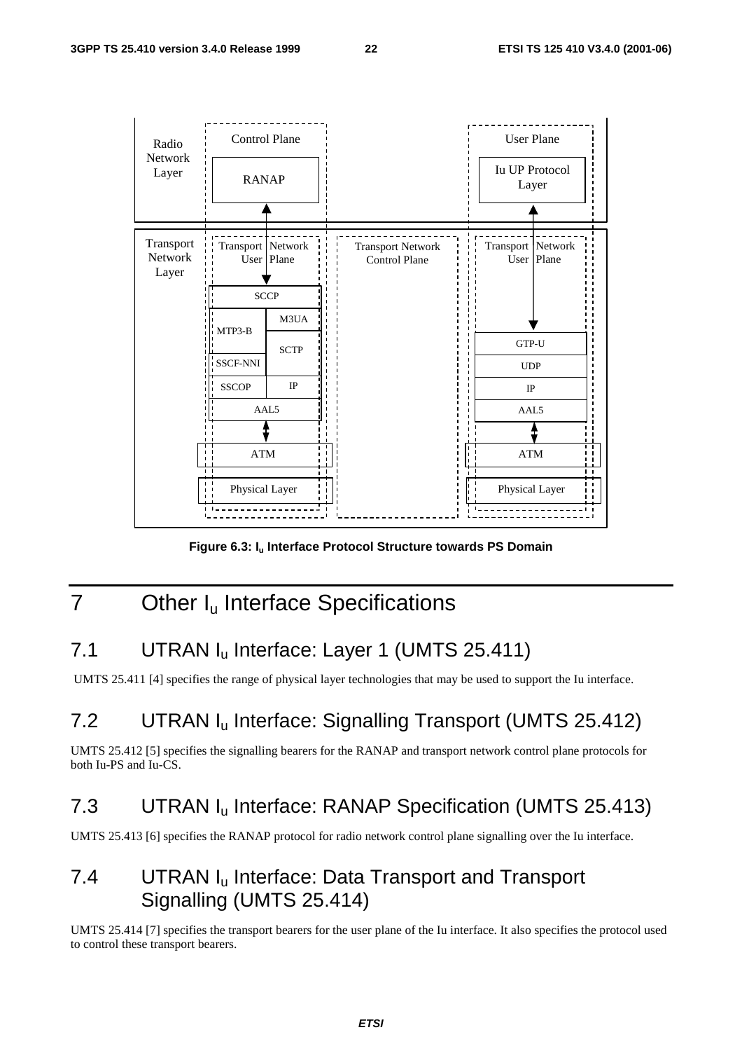Figure 6.3: $I_u$ Interface Protocol Structure towards PS Domain

# 7 Other $I_u$ Interface Specifications

## 7.1 UTRAN $I_u$ Interface: Layer 1 (UMTS 25.411)

UMTS 25.411 [4] specifies the range of physical layer technologies that may be used to support the Iu interface.

## 7.2 UTRAN $I_u$ Interface: Signalling Transport (UMTS 25.412)

UMTS 25.412 [5] specifies the signalling bearers for the RANAP and transport network control plane protocols for both Iu-PS and Iu-CS.

## 7.3 UTRAN $I_u$ Interface: RANAP Specification (UMTS 25.413)

UMTS 25.413 [6] specifies the RANAP protocol for radio network control plane signalling over the Iu interface.

## 7.4 UTRAN $I_u$ Interface: Data Transport and Transport Signalling (UMTS 25.414)

UMTS 25.414 [7] specifies the transport bearers for the user plane of the Iu interface. It also specifies the protocol used to control these transport bearers.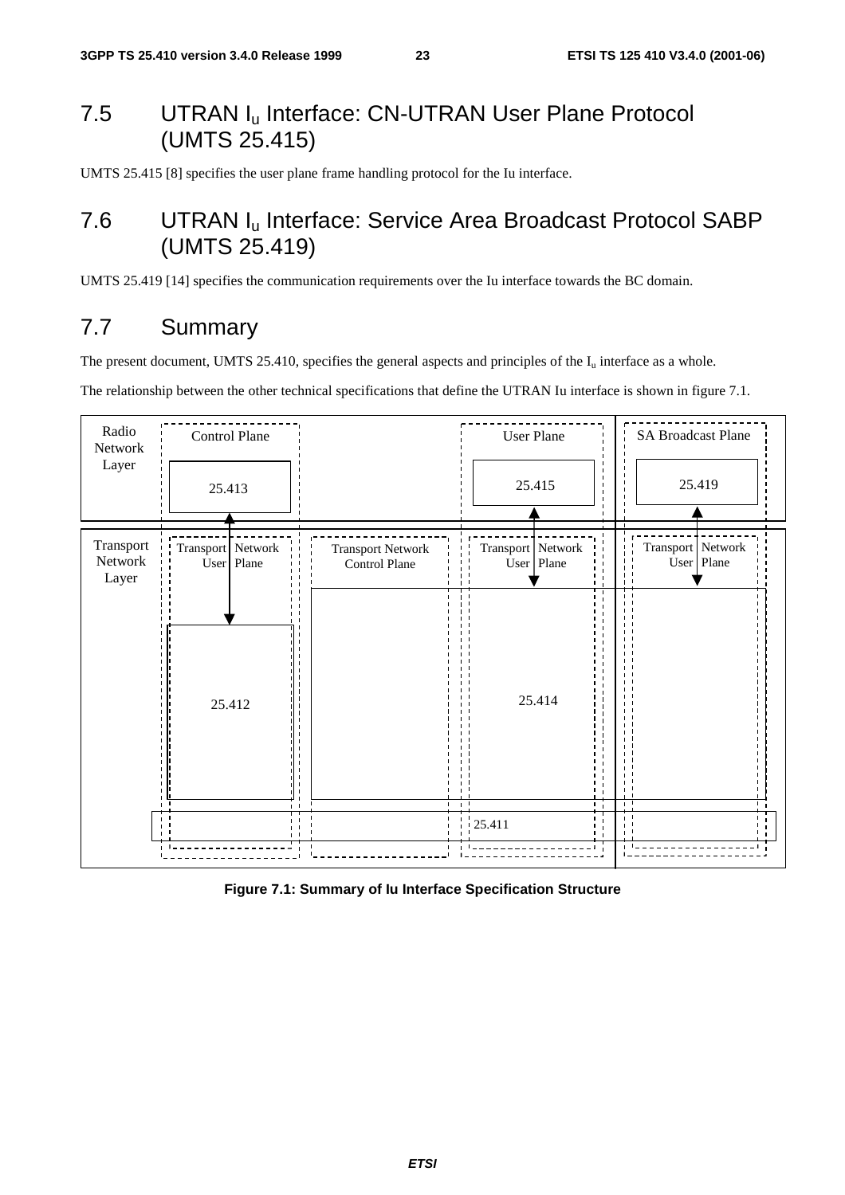## 7.5 UTRAN $I_u$ Interface: CN-UTRAN User Plane Protocol (UMTS 25.415)

UMTS 25.415 [8] specifies the user plane frame handling protocol for the Iu interface.

## 7.6 UTRAN $I_u$ Interface: Service Area Broadcast Protocol SABP (UMTS 25.419)

UMTS 25.419 [14] specifies the communication requirements over the Iu interface towards the BC domain.

## 7.7 Summary

The present document, UMTS 25.410, specifies the general aspects and principles of the $I_u$ interface as a whole.

The relationship between the other technical specifications that define the UTRAN Iu interface is shown in figure 7.1.

| | Control Plane | | User Plane | SA Broadcast Plane |
|---|---|---|---|---|
| Radio Network Layer | 25.413 | | 25.415 | 25.419 |
| Transport Network Layer | Transport Network User Plane | Transport Network Control Plane | Transport Network User Plane | Transport Network User Plane |
| | 25.412 | | 25.414 | |
| | 25.411 | | | |

**Figure 7.1: Summary of Iu Interface Specification Structure**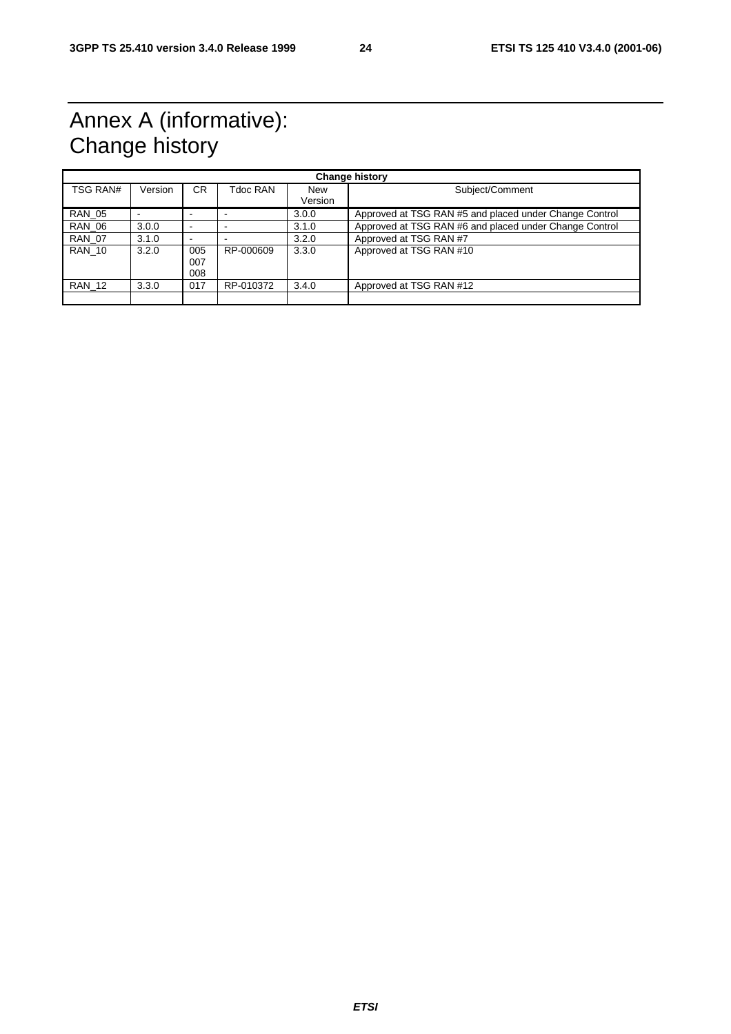# Annex A (informative): Change history

| Change history | | | | | |
|---|---|---|---|---|---|
| TSG RAN# | Version | CR | Tdoc RAN | New Version | Subject/Comment |
| RAN_05 | - | - | - | 3.0.0 | Approved at TSG RAN #5 and placed under Change Control |
| RAN_06 | 3.0.0 | - | - | 3.1.0 | Approved at TSG RAN #6 and placed under Change Control |
| RAN_07 | 3.1.0 | - | - | 3.2.0 | Approved at TSG RAN #7 |
| RAN_10 | 3.2.0 | 005 007 008 | RP-000609 | 3.3.0 | Approved at TSG RAN #10 |
| RAN_12 | 3.3.0 | 017 | RP-010372 | 3.4.0 | Approved at TSG RAN #12 |
| | | | | | |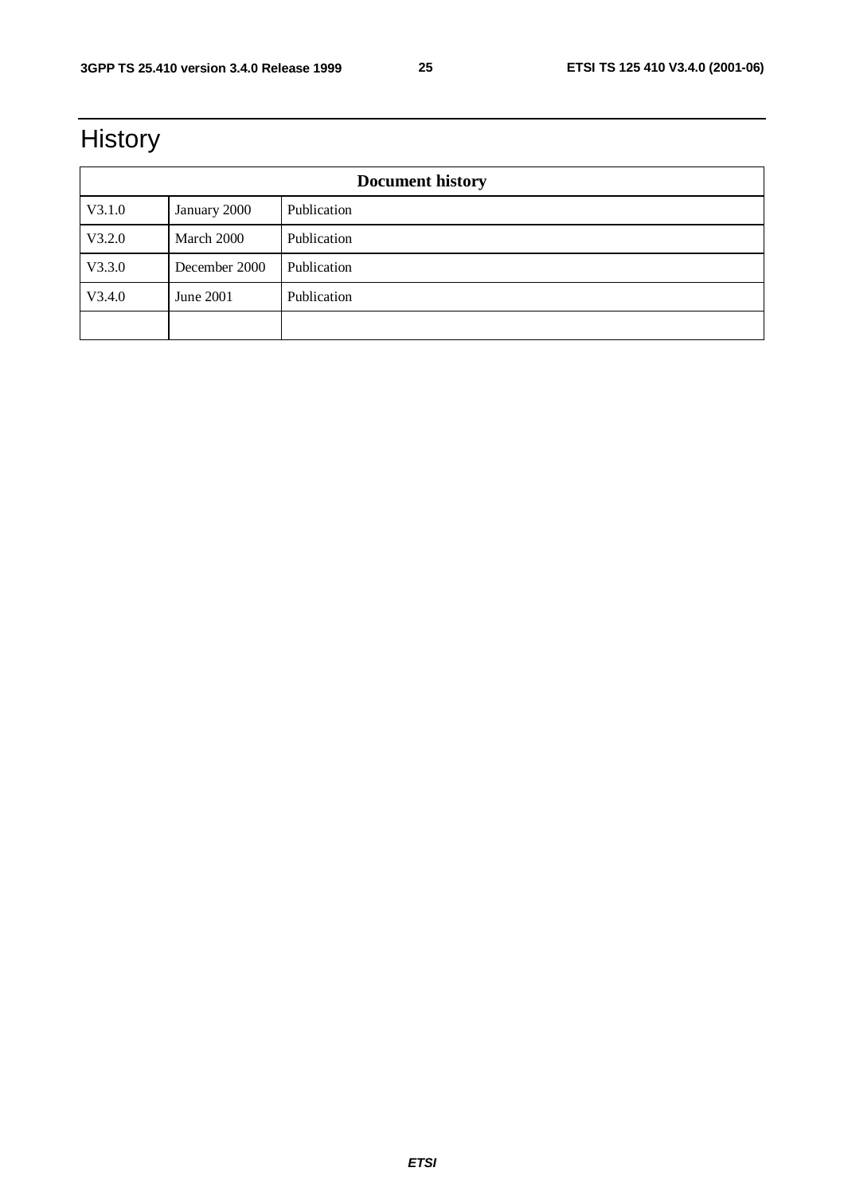# History

| Document history | | |
|---|---|---|
| V3.1.0 | January 2000 | Publication |
| V3.2.0 | March 2000 | Publication |
| V3.3.0 | December 2000 | Publication |
| V3.4.0 | June 2001 | Publication |
| | | |